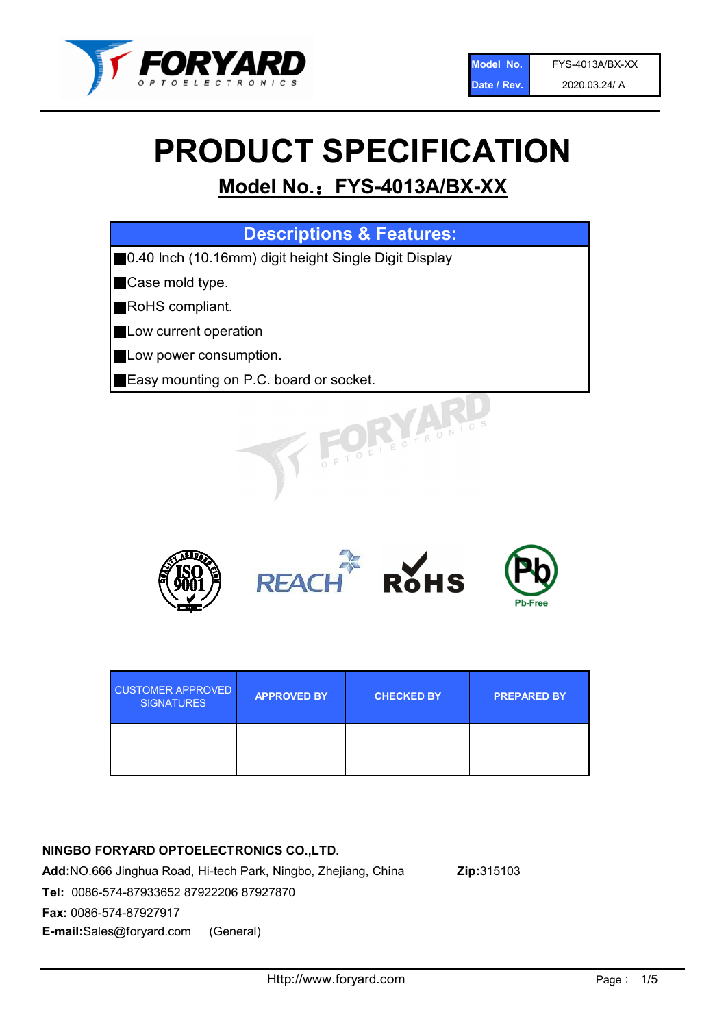| Model No. | FYS-4013A/BX-XX |
|---|---|
| Date / Rev. | 2020.03.24/ A |

# PRODUCT SPECIFICATION

## Model No.：FYS-4013A/BX-XX

| Descriptions & Features: |
|---|
| ■0.40 Inch (10.16mm) digit height Single Digit Display |
| ■Case mold type. |
| ■RoHS compliant. |
| ■Low current operation |
| ■Low power consumption. |
| ■Easy mounting on P.C. board or socket. |

| CUSTOMER APPROVED SIGNATURES | APPROVED BY | CHECKED BY | PREPARED BY |
|---|---|---|---|
| | | | |

**NINGBO FORYARD OPTOELECTRONICS CO.,LTD.**

**Add:**NO.666 Jinghua Road, Hi-tech Park, Ningbo, Zhejiang, China **Zip:**315103

**Tel:** 0086-574-87933652 87922206 87927870

**Fax:** 0086-574-87927917

**E-mail:**Sales@foryard.com (General)

Http://www.foryard.com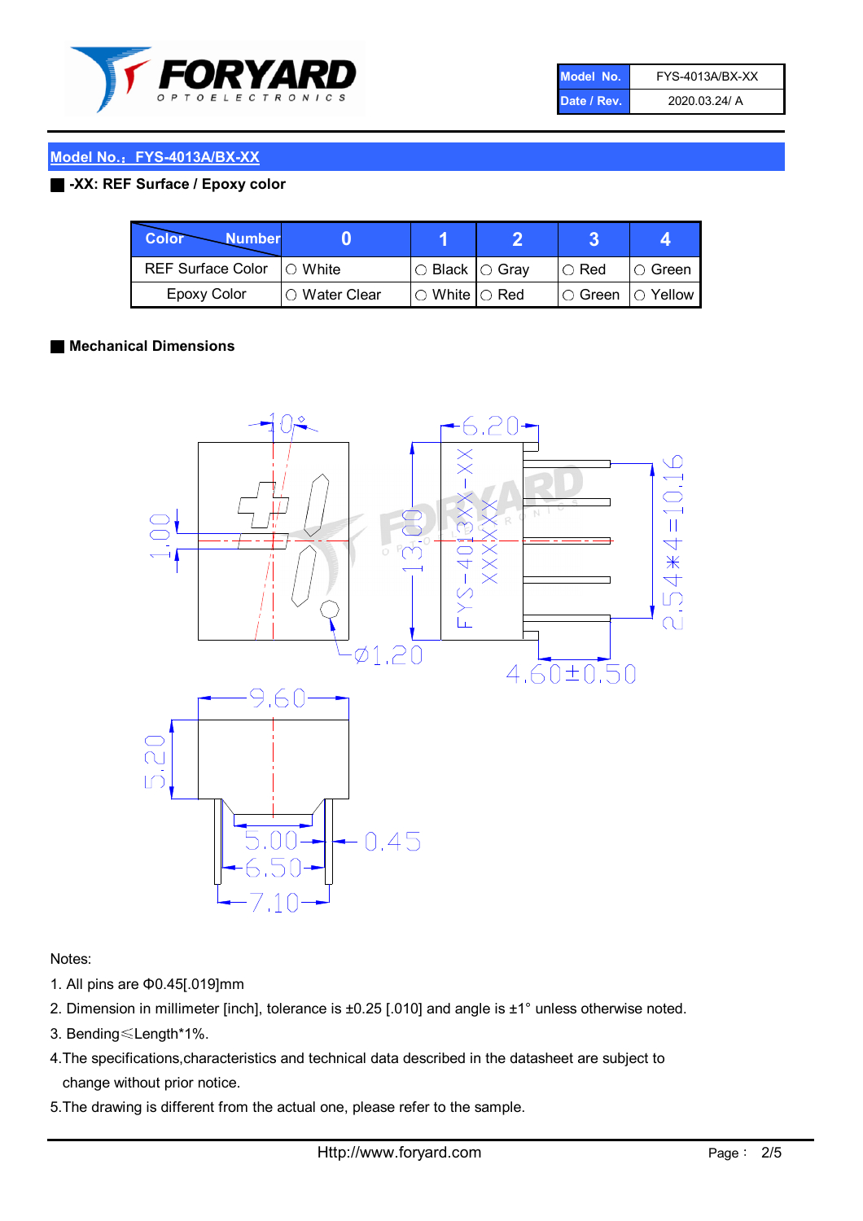| Model No. | FYS-4013A/BX-XX |
| --- | --- |
| Date / Rev. | 2020.03.24/ A |

## Model No.：FYS-4013A/BX-XX

**-XX: REF Surface / Epoxy color**

| Color \ Number | 0 | 1 | 2 | 3 | 4 |
| --- | --- | --- | --- | --- | --- |
| REF Surface Color | ○ White | ○ Black | ○ Gray | ○ Red | ○ Green |
| Epoxy Color | ○ Water Clear | ○ White | ○ Red | ○ Green | ○ Yellow |

**Mechanical Dimensions**

Notes:

1. All pins are Φ0.45[.019]mm
2. Dimension in millimeter [inch], tolerance is ±0.25 [.010] and angle is ±1° unless otherwise noted.
3. Bending≤Length*1%.
4. The specifications,characteristics and technical data described in the datasheet are subject to change without prior notice.
5. The drawing is different from the actual one, please refer to the sample.

Http://www.foryard.com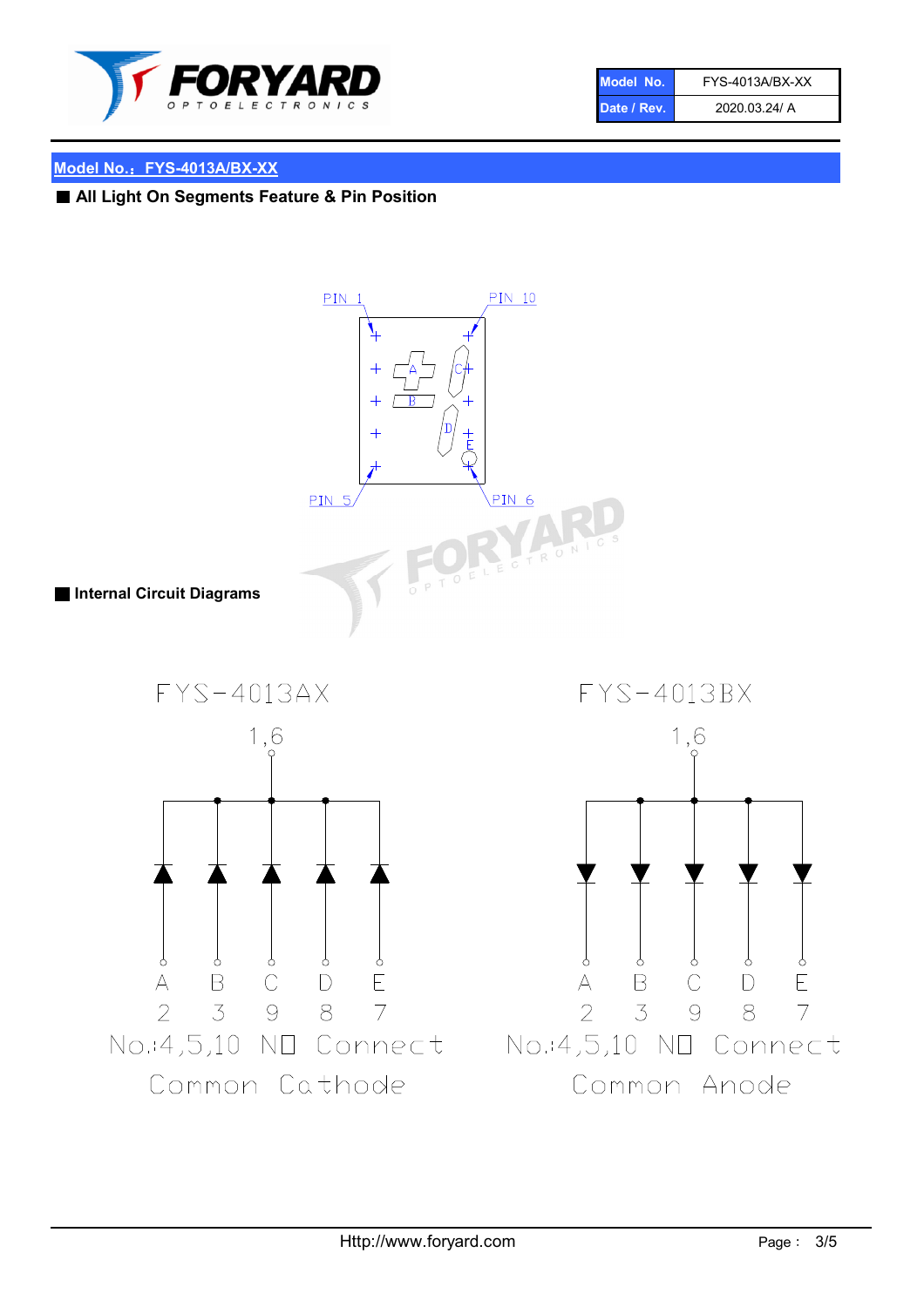| Model No. | FYS-4013A/BX-XX |
|---|---|
| Date / Rev. | 2020.03.24/ A |

## Model No.：FYS-4013A/BX-XX

### All Light On Segments Feature & Pin Position

PIN 1　PIN 10

A　B　C　D　E

PIN 5　PIN 6

### Internal Circuit Diagrams

**FYS-4013AX**

1,6

| A | B | C | D | E |
|---|---|---|---|---|
| 2 | 3 | 9 | 8 | 7 |

No.:4,5,10 NO Connect

Common Cathode

**FYS-4013BX**

1,6

| A | B | C | D | E |
|---|---|---|---|---|
| 2 | 3 | 9 | 8 | 7 |

No.:4,5,10 NO Connect

Common Anode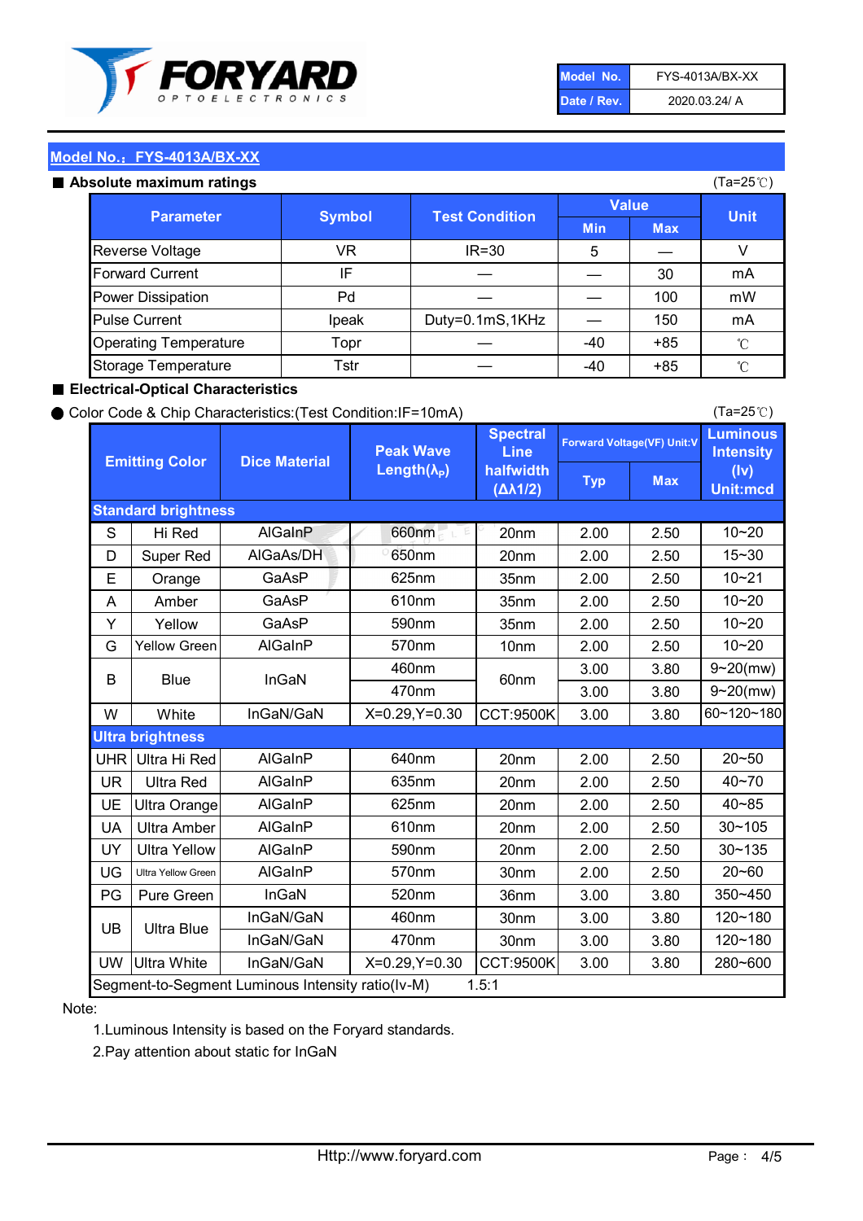| Model No. | FYS-4013A/BX-XX |
|---|---|
| Date / Rev. | 2020.03.24/ A |

## Model No.：FYS-4013A/BX-XX

### ■ Absolute maximum ratings

(Ta=25℃)

| Parameter | Symbol | Test Condition | Value | | Unit |
|---|---|---|---|---|---|
| | | | Min | Max | |
| Reverse Voltage | VR | IR=30 | 5 | — | V |
| Forward Current | IF | — | — | 30 | mA |
| Power Dissipation | Pd | — | — | 100 | mW |
| Pulse Current | Ipeak | Duty=0.1mS,1KHz | — | 150 | mA |
| Operating Temperature | Topr | — | -40 | +85 | ℃ |
| Storage Temperature | Tstr | — | -40 | +85 | ℃ |

### ■ Electrical-Optical Characteristics

● Color Code & Chip Characteristics:(Test Condition:IF=10mA)

(Ta=25℃)

| Emitting Color | | Dice Material | Peak Wave Length($\lambda_P$) | Spectral Line halfwidth ($\Delta\lambda 1/2$) | Forward Voltage(VF) Unit:V | | Luminous Intensity (Iv) Unit:mcd |
|---|---|---|---|---|---|---|---|
| | | | | | Typ | Max | |
| **Standard brightness** | | | | | | | |
| S | Hi Red | AlGaInP | 660nm | 20nm | 2.00 | 2.50 | 10~20 |
| D | Super Red | AlGaAs/DH | 650nm | 20nm | 2.00 | 2.50 | 15~30 |
| E | Orange | GaAsP | 625nm | 35nm | 2.00 | 2.50 | 10~21 |
| A | Amber | GaAsP | 610nm | 35nm | 2.00 | 2.50 | 10~20 |
| Y | Yellow | GaAsP | 590nm | 35nm | 2.00 | 2.50 | 10~20 |
| G | Yellow Green | AlGaInP | 570nm | 10nm | 2.00 | 2.50 | 10~20 |
| B | Blue | InGaN | 460nm | 60nm | 3.00 | 3.80 | 9~20(mw) |
| | | | 470nm | | 3.00 | 3.80 | 9~20(mw) |
| W | White | InGaN/GaN | X=0.29,Y=0.30 | CCT:9500K | 3.00 | 3.80 | 60~120~180 |
| **Ultra brightness** | | | | | | | |
| UHR | Ultra Hi Red | AlGaInP | 640nm | 20nm | 2.00 | 2.50 | 20~50 |
| UR | Ultra Red | AlGaInP | 635nm | 20nm | 2.00 | 2.50 | 40~70 |
| UE | Ultra Orange | AlGaInP | 625nm | 20nm | 2.00 | 2.50 | 40~85 |
| UA | Ultra Amber | AlGaInP | 610nm | 20nm | 2.00 | 2.50 | 30~105 |
| UY | Ultra Yellow | AlGaInP | 590nm | 20nm | 2.00 | 2.50 | 30~135 |
| UG | Ultra Yellow Green | AlGaInP | 570nm | 30nm | 2.00 | 2.50 | 20~60 |
| PG | Pure Green | InGaN | 520nm | 36nm | 3.00 | 3.80 | 350~450 |
| UB | Ultra Blue | InGaN/GaN | 460nm | 30nm | 3.00 | 3.80 | 120~180 |
| | | InGaN/GaN | 470nm | 30nm | 3.00 | 3.80 | 120~180 |
| UW | Ultra White | InGaN/GaN | X=0.29,Y=0.30 | CCT:9500K | 3.00 | 3.80 | 280~600 |
| Segment-to-Segment Luminous Intensity ratio(Iv-M) | | | | 1.5:1 | | | |

Note:

1.Luminous Intensity is based on the Foryard standards.

2.Pay attention about static for InGaN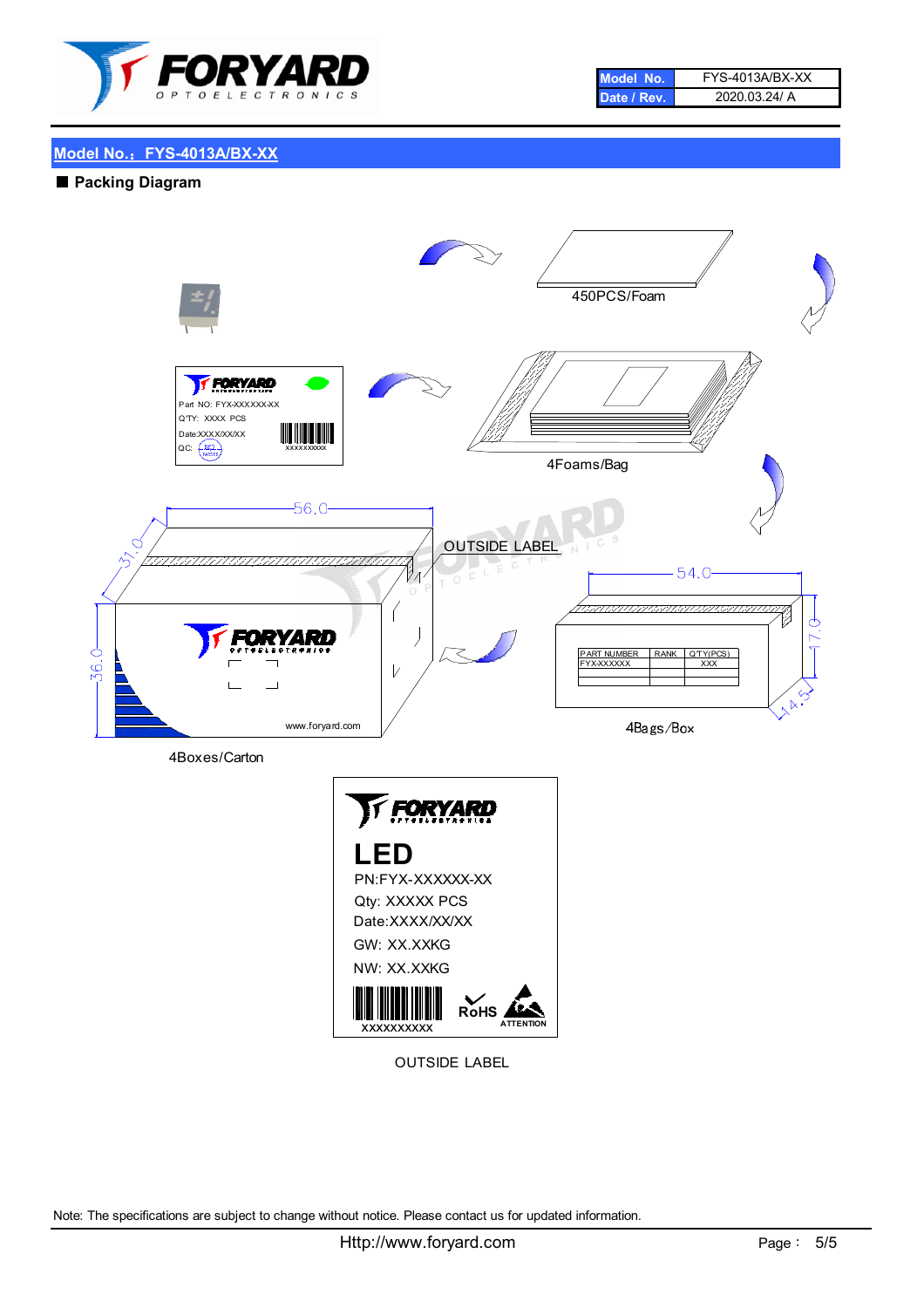| Model No. | FYS-4013A/BX-XX |
| --- | --- |
| Date / Rev. | 2020.03.24/ A |

## Model No.：FYS-4013A/BX-XX

### ■ Packing Diagram

450PCS/Foam

Part NO: FYX-XXXXXXX-XX
Q'TY: XXXX PCS
Date:XXXX/XX/XX
QC:
XXXXXXXXXX

4Foams/Bag

56.0
31.0
36.0

OUTSIDE LABEL

54.0
17.0
14.5

| PART NUMBER | RANK | Q'TY(PCS) |
| --- | --- | --- |
| FYX-XXXXXX | | XXX |

www.foryard.com

4Boxes/Carton

4Bags/Box

LED
PN:FYX-XXXXXX-XX
Qty: XXXXX PCS
Date:XXXX/XX/XX
GW: XX.XXKG
NW: XX.XXKG
XXXXXXXXXX
RoHS
ATTENTION

OUTSIDE LABEL

Note: The specifications are subject to change without notice. Please contact us for updated information.